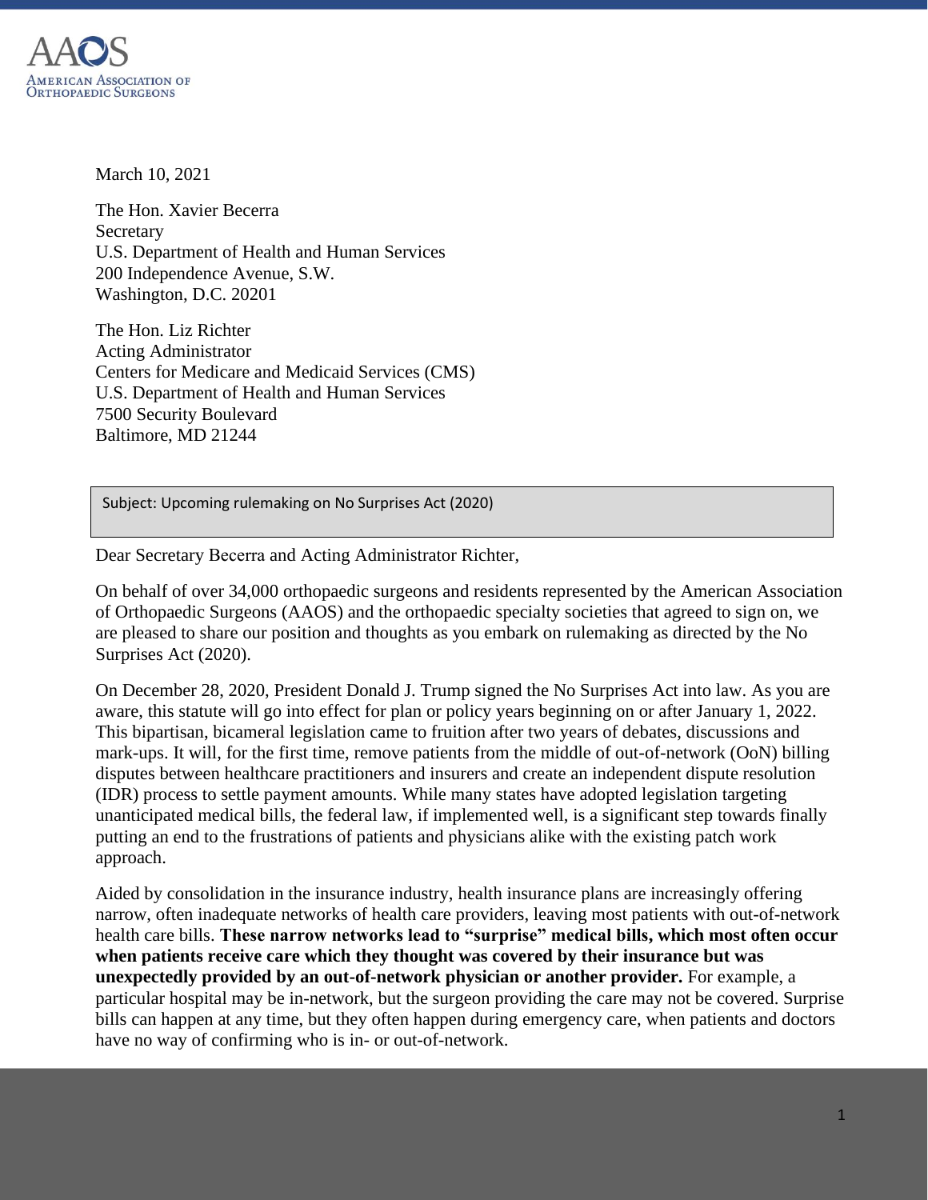March 10, 2021

The Hon. Xavier Becerra
Secretary
U.S. Department of Health and Human Services
200 Independence Avenue, S.W.
Washington, D.C. 20201

The Hon. Liz Richter
Acting Administrator
Centers for Medicare and Medicaid Services (CMS)
U.S. Department of Health and Human Services
7500 Security Boulevard
Baltimore, MD 21244

Subject: Upcoming rulemaking on No Surprises Act (2020)

Dear Secretary Becerra and Acting Administrator Richter,

On behalf of over 34,000 orthopaedic surgeons and residents represented by the American Association of Orthopaedic Surgeons (AAOS) and the orthopaedic specialty societies that agreed to sign on, we are pleased to share our position and thoughts as you embark on rulemaking as directed by the No Surprises Act (2020).

On December 28, 2020, President Donald J. Trump signed the No Surprises Act into law. As you are aware, this statute will go into effect for plan or policy years beginning on or after January 1, 2022. This bipartisan, bicameral legislation came to fruition after two years of debates, discussions and mark-ups. It will, for the first time, remove patients from the middle of out-of-network (OoN) billing disputes between healthcare practitioners and insurers and create an independent dispute resolution (IDR) process to settle payment amounts. While many states have adopted legislation targeting unanticipated medical bills, the federal law, if implemented well, is a significant step towards finally putting an end to the frustrations of patients and physicians alike with the existing patch work approach.

Aided by consolidation in the insurance industry, health insurance plans are increasingly offering narrow, often inadequate networks of health care providers, leaving most patients with out-of-network health care bills. **These narrow networks lead to "surprise" medical bills, which most often occur when patients receive care which they thought was covered by their insurance but was unexpectedly provided by an out-of-network physician or another provider.** For example, a particular hospital may be in-network, but the surgeon providing the care may not be covered. Surprise bills can happen at any time, but they often happen during emergency care, when patients and doctors have no way of confirming who is in- or out-of-network.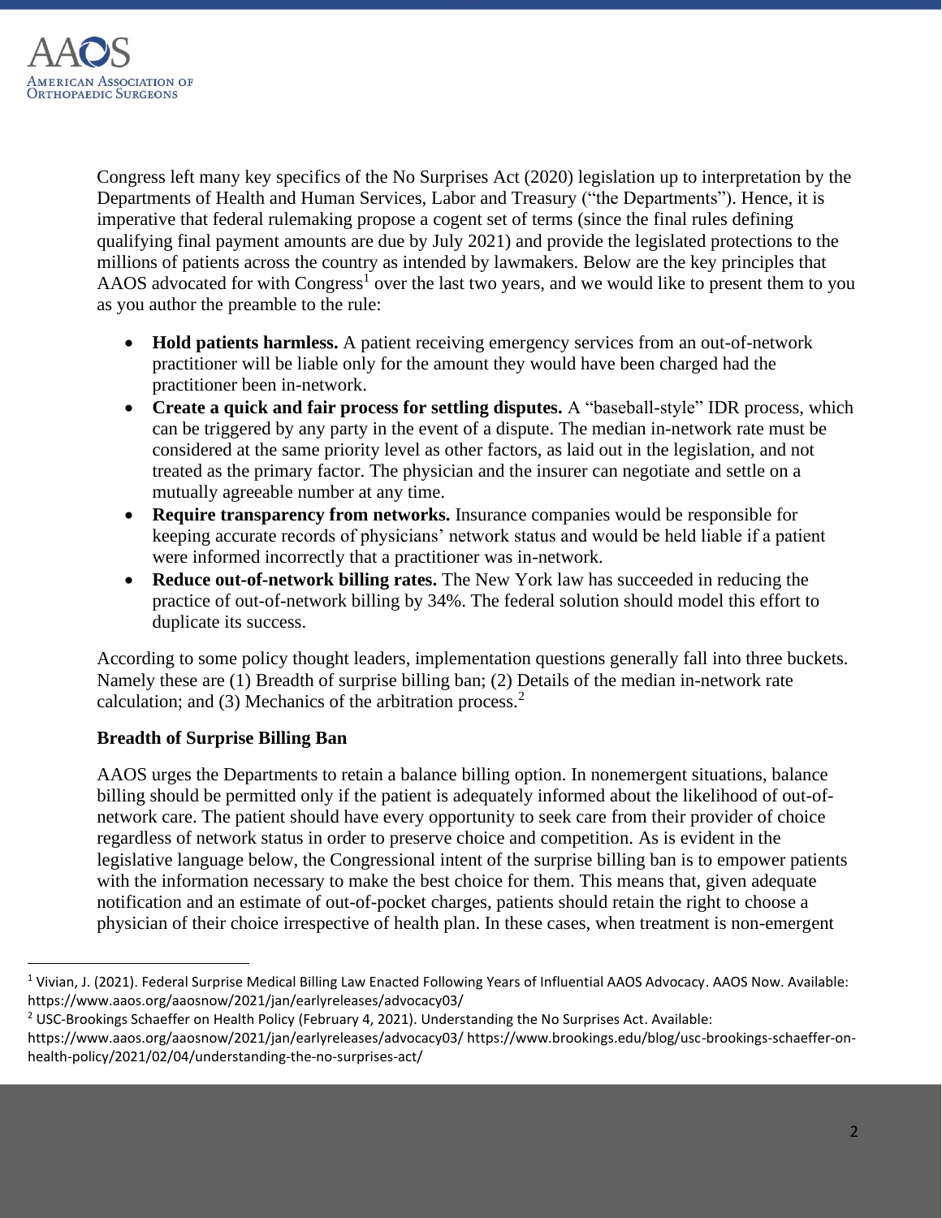Congress left many key specifics of the No Surprises Act (2020) legislation up to interpretation by the Departments of Health and Human Services, Labor and Treasury ("the Departments"). Hence, it is imperative that federal rulemaking propose a cogent set of terms (since the final rules defining qualifying final payment amounts are due by July 2021) and provide the legislated protections to the millions of patients across the country as intended by lawmakers. Below are the key principles that AAOS advocated for with Congress[1] over the last two years, and we would like to present them to you as you author the preamble to the rule:

- **Hold patients harmless.** A patient receiving emergency services from an out-of-network practitioner will be liable only for the amount they would have been charged had the practitioner been in-network.
- **Create a quick and fair process for settling disputes.** A "baseball-style" IDR process, which can be triggered by any party in the event of a dispute. The median in-network rate must be considered at the same priority level as other factors, as laid out in the legislation, and not treated as the primary factor. The physician and the insurer can negotiate and settle on a mutually agreeable number at any time.
- **Require transparency from networks.** Insurance companies would be responsible for keeping accurate records of physicians' network status and would be held liable if a patient were informed incorrectly that a practitioner was in-network.
- **Reduce out-of-network billing rates.** The New York law has succeeded in reducing the practice of out-of-network billing by 34%. The federal solution should model this effort to duplicate its success.

According to some policy thought leaders, implementation questions generally fall into three buckets. Namely these are (1) Breadth of surprise billing ban; (2) Details of the median in-network rate calculation; and (3) Mechanics of the arbitration process.[2]

**Breadth of Surprise Billing Ban**

AAOS urges the Departments to retain a balance billing option. In nonemergent situations, balance billing should be permitted only if the patient is adequately informed about the likelihood of out-of-network care. The patient should have every opportunity to seek care from their provider of choice regardless of network status in order to preserve choice and competition. As is evident in the legislative language below, the Congressional intent of the surprise billing ban is to empower patients with the information necessary to make the best choice for them. This means that, given adequate notification and an estimate of out-of-pocket charges, patients should retain the right to choose a physician of their choice irrespective of health plan. In these cases, when treatment is non-emergent

---

[1] Vivian, J. (2021). Federal Surprise Medical Billing Law Enacted Following Years of Influential AAOS Advocacy. AAOS Now. Available: https://www.aaos.org/aaosnow/2021/jan/earlyreleases/advocacy03/

[2] USC-Brookings Schaeffer on Health Policy (February 4, 2021). Understanding the No Surprises Act. Available: https://www.aaos.org/aaosnow/2021/jan/earlyreleases/advocacy03/ https://www.brookings.edu/blog/usc-brookings-schaeffer-on-health-policy/2021/02/04/understanding-the-no-surprises-act/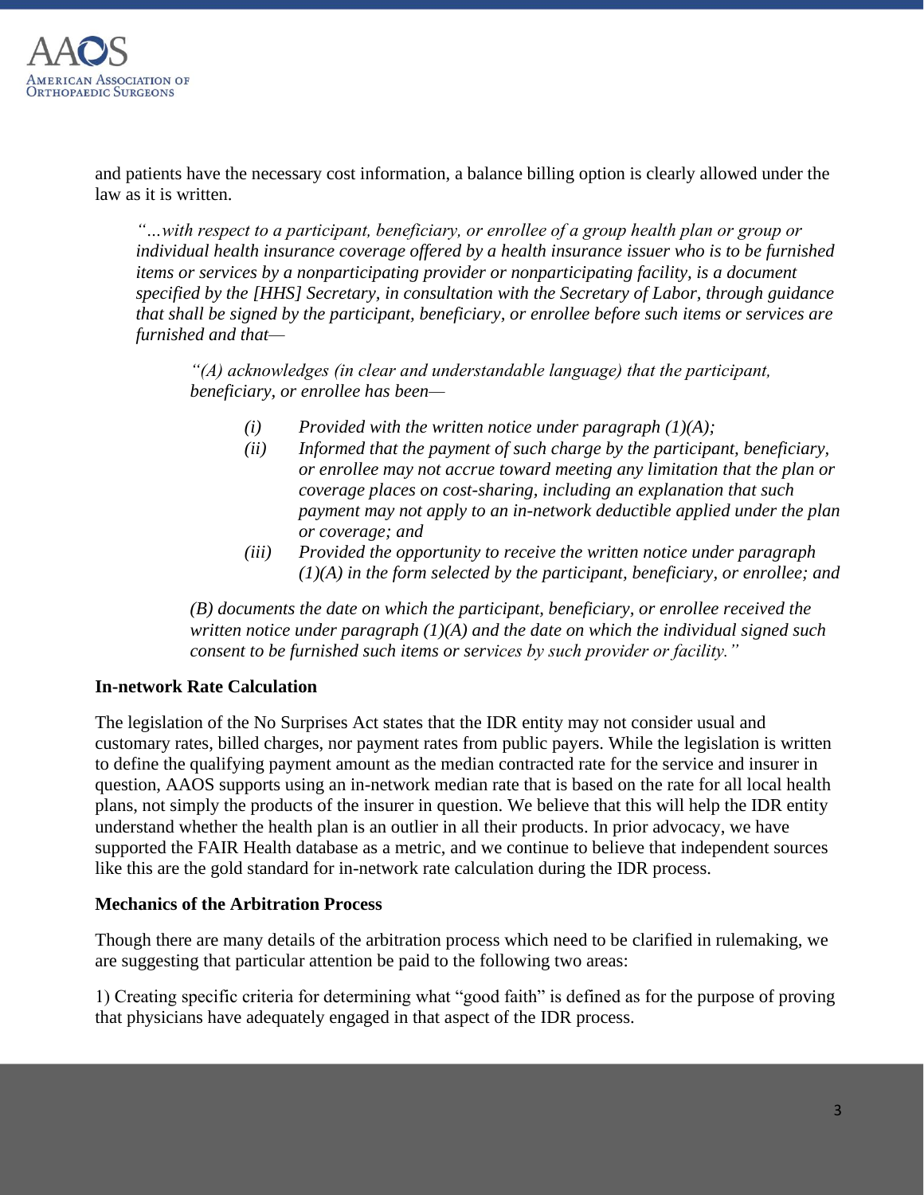and patients have the necessary cost information, a balance billing option is clearly allowed under the law as it is written.

> *"…with respect to a participant, beneficiary, or enrollee of a group health plan or group or individual health insurance coverage offered by a health insurance issuer who is to be furnished items or services by a nonparticipating provider or nonparticipating facility, is a document specified by the [HHS] Secretary, in consultation with the Secretary of Labor, through guidance that shall be signed by the participant, beneficiary, or enrollee before such items or services are furnished and that—*
>
> > *"(A) acknowledges (in clear and understandable language) that the participant, beneficiary, or enrollee has been—*
> >
> > > *(i) Provided with the written notice under paragraph (1)(A);*
> > > *(ii) Informed that the payment of such charge by the participant, beneficiary, or enrollee may not accrue toward meeting any limitation that the plan or coverage places on cost-sharing, including an explanation that such payment may not apply to an in-network deductible applied under the plan or coverage; and*
> > > *(iii) Provided the opportunity to receive the written notice under paragraph (1)(A) in the form selected by the participant, beneficiary, or enrollee; and*
> >
> > *(B) documents the date on which the participant, beneficiary, or enrollee received the written notice under paragraph (1)(A) and the date on which the individual signed such consent to be furnished such items or services by such provider or facility."*

**In-network Rate Calculation**

The legislation of the No Surprises Act states that the IDR entity may not consider usual and customary rates, billed charges, nor payment rates from public payers. While the legislation is written to define the qualifying payment amount as the median contracted rate for the service and insurer in question, AAOS supports using an in-network median rate that is based on the rate for all local health plans, not simply the products of the insurer in question. We believe that this will help the IDR entity understand whether the health plan is an outlier in all their products. In prior advocacy, we have supported the FAIR Health database as a metric, and we continue to believe that independent sources like this are the gold standard for in-network rate calculation during the IDR process.

**Mechanics of the Arbitration Process**

Though there are many details of the arbitration process which need to be clarified in rulemaking, we are suggesting that particular attention be paid to the following two areas:

1) Creating specific criteria for determining what "good faith" is defined as for the purpose of proving that physicians have adequately engaged in that aspect of the IDR process.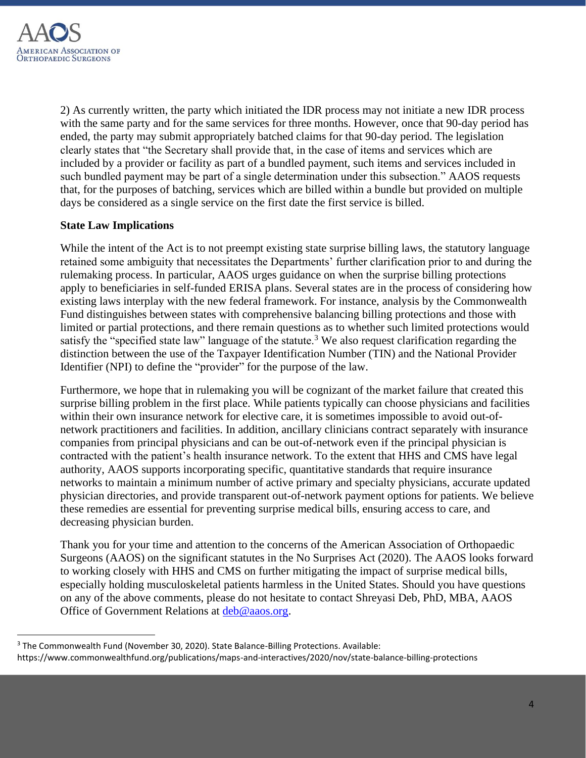2) As currently written, the party which initiated the IDR process may not initiate a new IDR process with the same party and for the same services for three months. However, once that 90-day period has ended, the party may submit appropriately batched claims for that 90-day period. The legislation clearly states that "the Secretary shall provide that, in the case of items and services which are included by a provider or facility as part of a bundled payment, such items and services included in such bundled payment may be part of a single determination under this subsection." AAOS requests that, for the purposes of batching, services which are billed within a bundle but provided on multiple days be considered as a single service on the first date the first service is billed.

**State Law Implications**

While the intent of the Act is to not preempt existing state surprise billing laws, the statutory language retained some ambiguity that necessitates the Departments' further clarification prior to and during the rulemaking process. In particular, AAOS urges guidance on when the surprise billing protections apply to beneficiaries in self-funded ERISA plans. Several states are in the process of considering how existing laws interplay with the new federal framework. For instance, analysis by the Commonwealth Fund distinguishes between states with comprehensive balancing billing protections and those with limited or partial protections, and there remain questions as to whether such limited protections would satisfy the "specified state law" language of the statute.[3] We also request clarification regarding the distinction between the use of the Taxpayer Identification Number (TIN) and the National Provider Identifier (NPI) to define the "provider" for the purpose of the law.

Furthermore, we hope that in rulemaking you will be cognizant of the market failure that created this surprise billing problem in the first place. While patients typically can choose physicians and facilities within their own insurance network for elective care, it is sometimes impossible to avoid out-of-network practitioners and facilities. In addition, ancillary clinicians contract separately with insurance companies from principal physicians and can be out-of-network even if the principal physician is contracted with the patient's health insurance network. To the extent that HHS and CMS have legal authority, AAOS supports incorporating specific, quantitative standards that require insurance networks to maintain a minimum number of active primary and specialty physicians, accurate updated physician directories, and provide transparent out-of-network payment options for patients. We believe these remedies are essential for preventing surprise medical bills, ensuring access to care, and decreasing physician burden.

Thank you for your time and attention to the concerns of the American Association of Orthopaedic Surgeons (AAOS) on the significant statutes in the No Surprises Act (2020). The AAOS looks forward to working closely with HHS and CMS on further mitigating the impact of surprise medical bills, especially holding musculoskeletal patients harmless in the United States. Should you have questions on any of the above comments, please do not hesitate to contact Shreyasi Deb, PhD, MBA, AAOS Office of Government Relations at [deb@aaos.org](mailto:deb@aaos.org).

---

[3] The Commonwealth Fund (November 30, 2020). State Balance-Billing Protections. Available: https://www.commonwealthfund.org/publications/maps-and-interactives/2020/nov/state-balance-billing-protections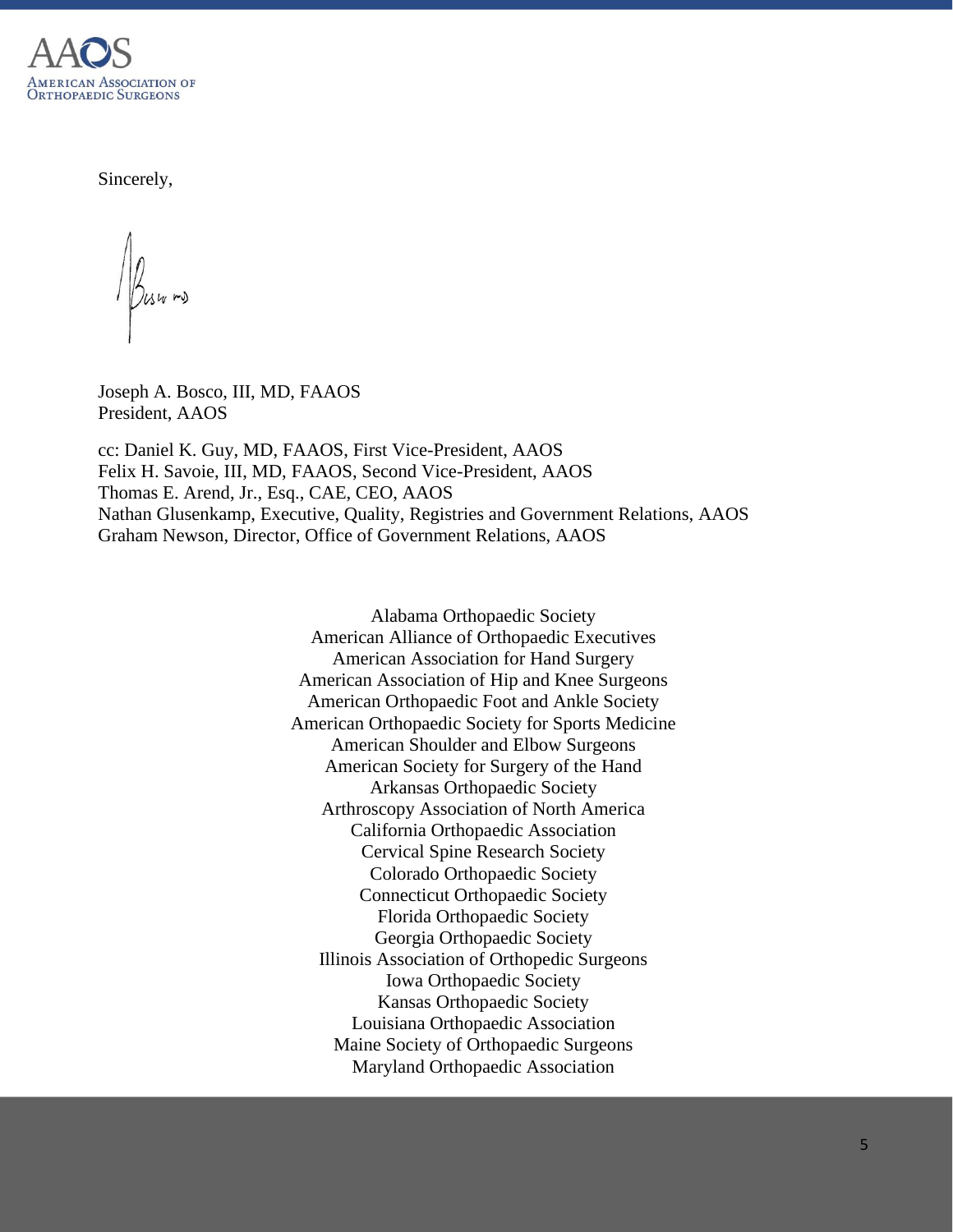Sincerely,

Joseph A. Bosco, III, MD, FAAOS
President, AAOS

cc: Daniel K. Guy, MD, FAAOS, First Vice-President, AAOS
Felix H. Savoie, III, MD, FAAOS, Second Vice-President, AAOS
Thomas E. Arend, Jr., Esq., CAE, CEO, AAOS
Nathan Glusenkamp, Executive, Quality, Registries and Government Relations, AAOS
Graham Newson, Director, Office of Government Relations, AAOS

Alabama Orthopaedic Society
American Alliance of Orthopaedic Executives
American Association for Hand Surgery
American Association of Hip and Knee Surgeons
American Orthopaedic Foot and Ankle Society
American Orthopaedic Society for Sports Medicine
American Shoulder and Elbow Surgeons
American Society for Surgery of the Hand
Arkansas Orthopaedic Society
Arthroscopy Association of North America
California Orthopaedic Association
Cervical Spine Research Society
Colorado Orthopaedic Society
Connecticut Orthopaedic Society
Florida Orthopaedic Society
Georgia Orthopaedic Society
Illinois Association of Orthopedic Surgeons
Iowa Orthopaedic Society
Kansas Orthopaedic Society
Louisiana Orthopaedic Association
Maine Society of Orthopaedic Surgeons
Maryland Orthopaedic Association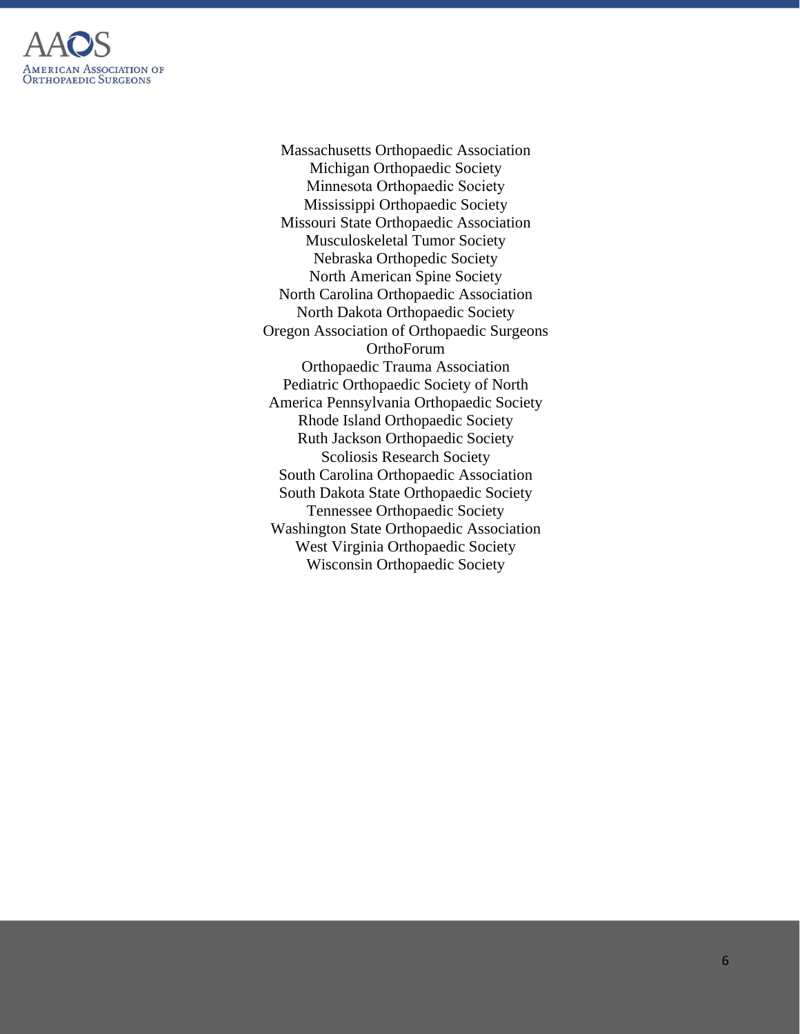Massachusetts Orthopaedic Association
Michigan Orthopaedic Society
Minnesota Orthopaedic Society
Mississippi Orthopaedic Society
Missouri State Orthopaedic Association
Musculoskeletal Tumor Society
Nebraska Orthopedic Society
North American Spine Society
North Carolina Orthopaedic Association
North Dakota Orthopaedic Society
Oregon Association of Orthopaedic Surgeons
OrthoForum
Orthopaedic Trauma Association
Pediatric Orthopaedic Society of North
America Pennsylvania Orthopaedic Society
Rhode Island Orthopaedic Society
Ruth Jackson Orthopaedic Society
Scoliosis Research Society
South Carolina Orthopaedic Association
South Dakota State Orthopaedic Society
Tennessee Orthopaedic Society
Washington State Orthopaedic Association
West Virginia Orthopaedic Society
Wisconsin Orthopaedic Society